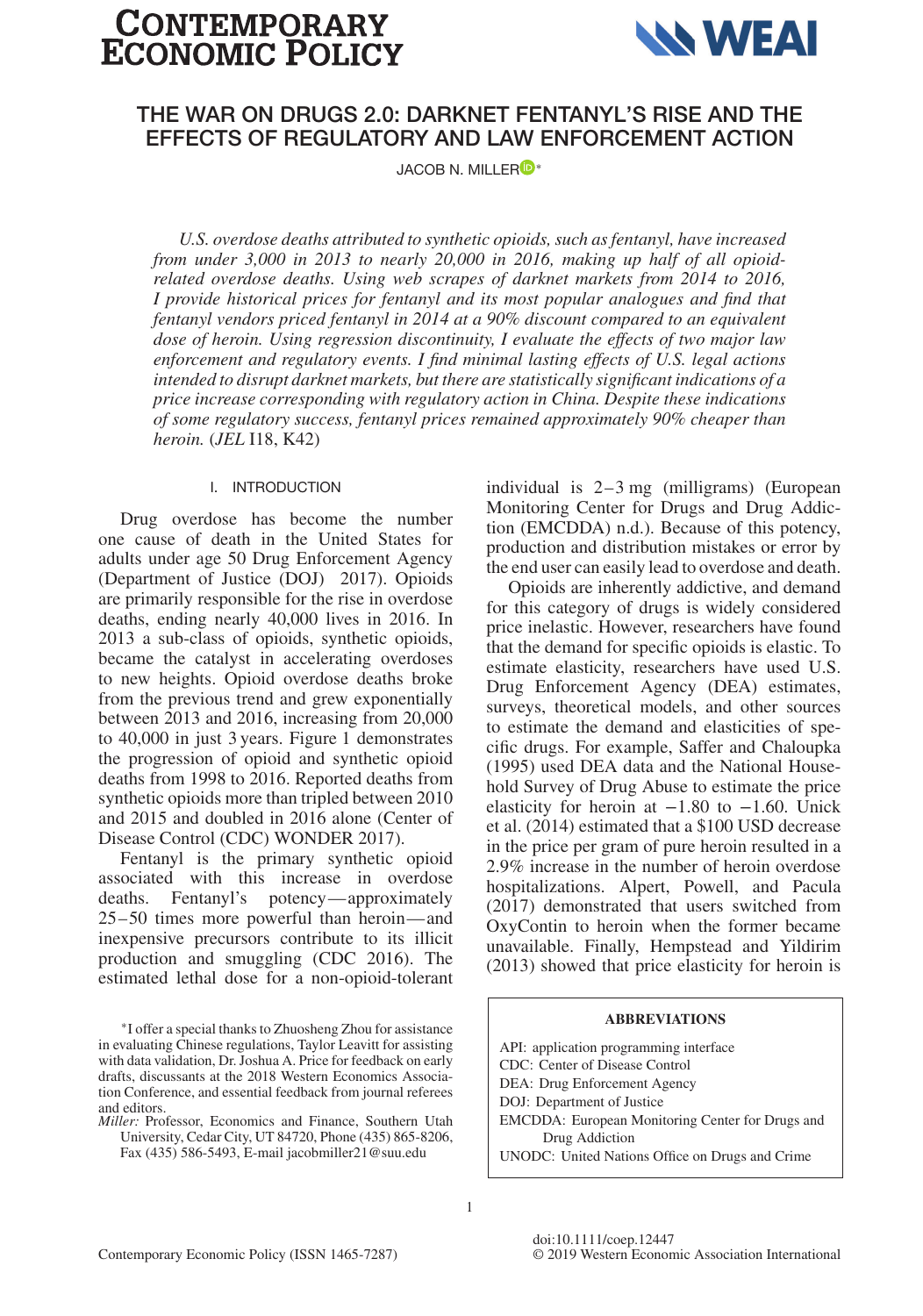# THE WAR ON DRUGS 2.0: DARKNET FENTANYL'S RISE AND THE EFFECTS OF REGULATORY AND LAW ENFORCEMENT ACTION

JACOB N. MILLER*

*U.S. overdose deaths attributed to synthetic opioids, such as fentanyl, have increased from under 3,000 in 2013 to nearly 20,000 in 2016, making up half of all opioid-related overdose deaths. Using web scrapes of darknet markets from 2014 to 2016, I provide historical prices for fentanyl and its most popular analogues and find that fentanyl vendors priced fentanyl in 2014 at a 90% discount compared to an equivalent dose of heroin. Using regression discontinuity, I evaluate the effects of two major law enforcement and regulatory events. I find minimal lasting effects of U.S. legal actions intended to disrupt darknet markets, but there are statistically significant indications of a price increase corresponding with regulatory action in China. Despite these indications of some regulatory success, fentanyl prices remained approximately 90% cheaper than heroin.* (*JEL* I18, K42)

## I. INTRODUCTION

Drug overdose has become the number one cause of death in the United States for adults under age 50 Drug Enforcement Agency (Department of Justice (DOJ) 2017). Opioids are primarily responsible for the rise in overdose deaths, ending nearly 40,000 lives in 2016. In 2013 a sub-class of opioids, synthetic opioids, became the catalyst in accelerating overdoses to new heights. Opioid overdose deaths broke from the previous trend and grew exponentially between 2013 and 2016, increasing from 20,000 to 40,000 in just 3 years. Figure 1 demonstrates the progression of opioid and synthetic opioid deaths from 1998 to 2016. Reported deaths from synthetic opioids more than tripled between 2010 and 2015 and doubled in 2016 alone (Center of Disease Control (CDC) WONDER 2017).

Fentanyl is the primary synthetic opioid associated with this increase in overdose deaths. Fentanyl's potency—approximately 25–50 times more powerful than heroin—and inexpensive precursors contribute to its illicit production and smuggling (CDC 2016). The estimated lethal dose for a non-opioid-tolerant individual is 2–3 mg (milligrams) (European Monitoring Center for Drugs and Drug Addiction (EMCDDA) n.d.). Because of this potency, production and distribution mistakes or error by the end user can easily lead to overdose and death.

Opioids are inherently addictive, and demand for this category of drugs is widely considered price inelastic. However, researchers have found that the demand for specific opioids is elastic. To estimate elasticity, researchers have used U.S. Drug Enforcement Agency (DEA) estimates, surveys, theoretical models, and other sources to estimate the demand and elasticities of specific drugs. For example, Saffer and Chaloupka (1995) used DEA data and the National Household Survey of Drug Abuse to estimate the price elasticity for heroin at −1.80 to −1.60. Unick et al. (2014) estimated that a $100 USD decrease in the price per gram of pure heroin resulted in a 2.9% increase in the number of heroin overdose hospitalizations. Alpert, Powell, and Pacula (2017) demonstrated that users switched from OxyContin to heroin when the former became unavailable. Finally, Hempstead and Yildirim (2013) showed that price elasticity for heroin is

*I offer a special thanks to Zhuosheng Zhou for assistance in evaluating Chinese regulations, Taylor Leavitt for assisting with data validation, Dr. Joshua A. Price for feedback on early drafts, discussants at the 2018 Western Economics Association Conference, and essential feedback from journal referees and editors.

*Miller:* Professor, Economics and Finance, Southern Utah University, Cedar City, UT 84720, Phone (435) 865-8206, Fax (435) 586-5493, E-mail jacobmiller21@suu.edu

**ABBREVIATIONS**

API: application programming interface
CDC: Center of Disease Control
DEA: Drug Enforcement Agency
DOJ: Department of Justice
EMCDDA: European Monitoring Center for Drugs and Drug Addiction
UNODC: United Nations Office on Drugs and Crime

doi:10.1111/coep.12447
© 2019 Western Economic Association International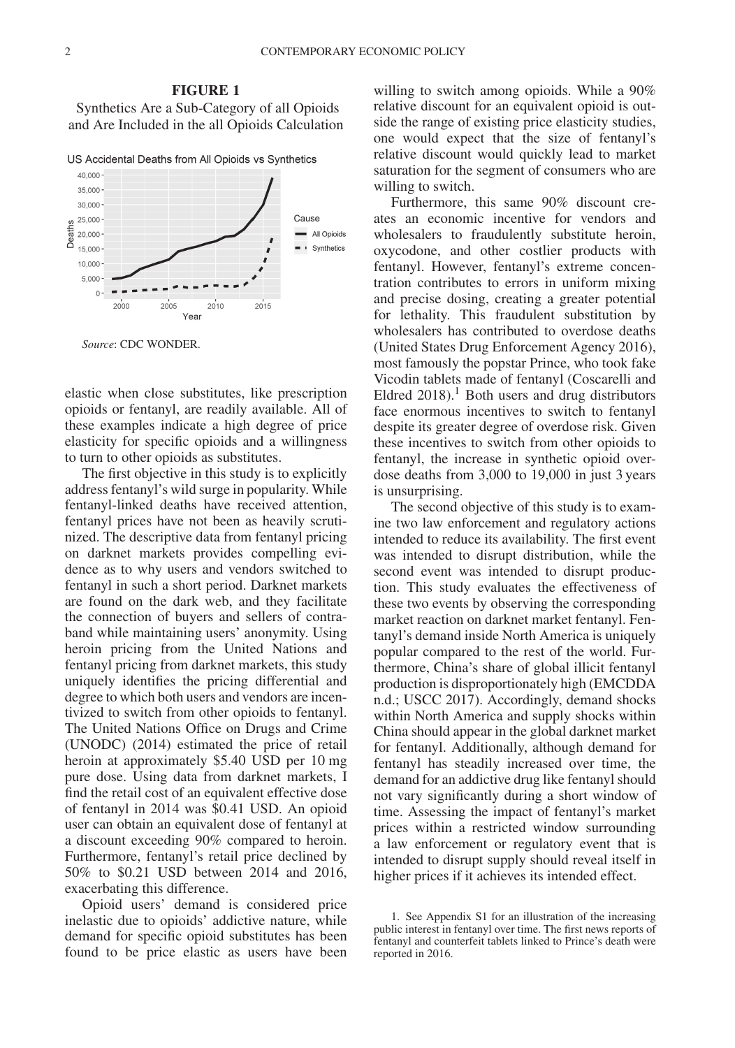**FIGURE 1**

Synthetics Are a Sub-Category of all Opioids and Are Included in the all Opioids Calculation

*Source*: CDC WONDER.

elastic when close substitutes, like prescription opioids or fentanyl, are readily available. All of these examples indicate a high degree of price elasticity for specific opioids and a willingness to turn to other opioids as substitutes.

The first objective in this study is to explicitly address fentanyl's wild surge in popularity. While fentanyl-linked deaths have received attention, fentanyl prices have not been as heavily scrutinized. The descriptive data from fentanyl pricing on darknet markets provides compelling evidence as to why users and vendors switched to fentanyl in such a short period. Darknet markets are found on the dark web, and they facilitate the connection of buyers and sellers of contraband while maintaining users' anonymity. Using heroin pricing from the United Nations and fentanyl pricing from darknet markets, this study uniquely identifies the pricing differential and degree to which both users and vendors are incentivized to switch from other opioids to fentanyl. The United Nations Office on Drugs and Crime (UNODC) (2014) estimated the price of retail heroin at approximately \$5.40 USD per 10 mg pure dose. Using data from darknet markets, I find the retail cost of an equivalent effective dose of fentanyl in 2014 was \$0.41 USD. An opioid user can obtain an equivalent dose of fentanyl at a discount exceeding 90% compared to heroin. Furthermore, fentanyl's retail price declined by 50% to \$0.21 USD between 2014 and 2016, exacerbating this difference.

Opioid users' demand is considered price inelastic due to opioids' addictive nature, while demand for specific opioid substitutes has been found to be price elastic as users have been willing to switch among opioids. While a 90% relative discount for an equivalent opioid is outside the range of existing price elasticity studies, one would expect that the size of fentanyl's relative discount would quickly lead to market saturation for the segment of consumers who are willing to switch.

Furthermore, this same 90% discount creates an economic incentive for vendors and wholesalers to fraudulently substitute heroin, oxycodone, and other costlier products with fentanyl. However, fentanyl's extreme concentration contributes to errors in uniform mixing and precise dosing, creating a greater potential for lethality. This fraudulent substitution by wholesalers has contributed to overdose deaths (United States Drug Enforcement Agency 2016), most famously the popstar Prince, who took fake Vicodin tablets made of fentanyl (Coscarelli and Eldred 2018).[1] Both users and drug distributors face enormous incentives to switch to fentanyl despite its greater degree of overdose risk. Given these incentives to switch from other opioids to fentanyl, the increase in synthetic opioid overdose deaths from 3,000 to 19,000 in just 3 years is unsurprising.

The second objective of this study is to examine two law enforcement and regulatory actions intended to reduce its availability. The first event was intended to disrupt distribution, while the second event was intended to disrupt production. This study evaluates the effectiveness of these two events by observing the corresponding market reaction on darknet market fentanyl. Fentanyl's demand inside North America is uniquely popular compared to the rest of the world. Furthermore, China's share of global illicit fentanyl production is disproportionately high (EMCDDA n.d.; USCC 2017). Accordingly, demand shocks within North America and supply shocks within China should appear in the global darknet market for fentanyl. Additionally, although demand for fentanyl has steadily increased over time, the demand for an addictive drug like fentanyl should not vary significantly during a short window of time. Assessing the impact of fentanyl's market prices within a restricted window surrounding a law enforcement or regulatory event that is intended to disrupt supply should reveal itself in higher prices if it achieves its intended effect.

1. See Appendix S1 for an illustration of the increasing public interest in fentanyl over time. The first news reports of fentanyl and counterfeit tablets linked to Prince's death were reported in 2016.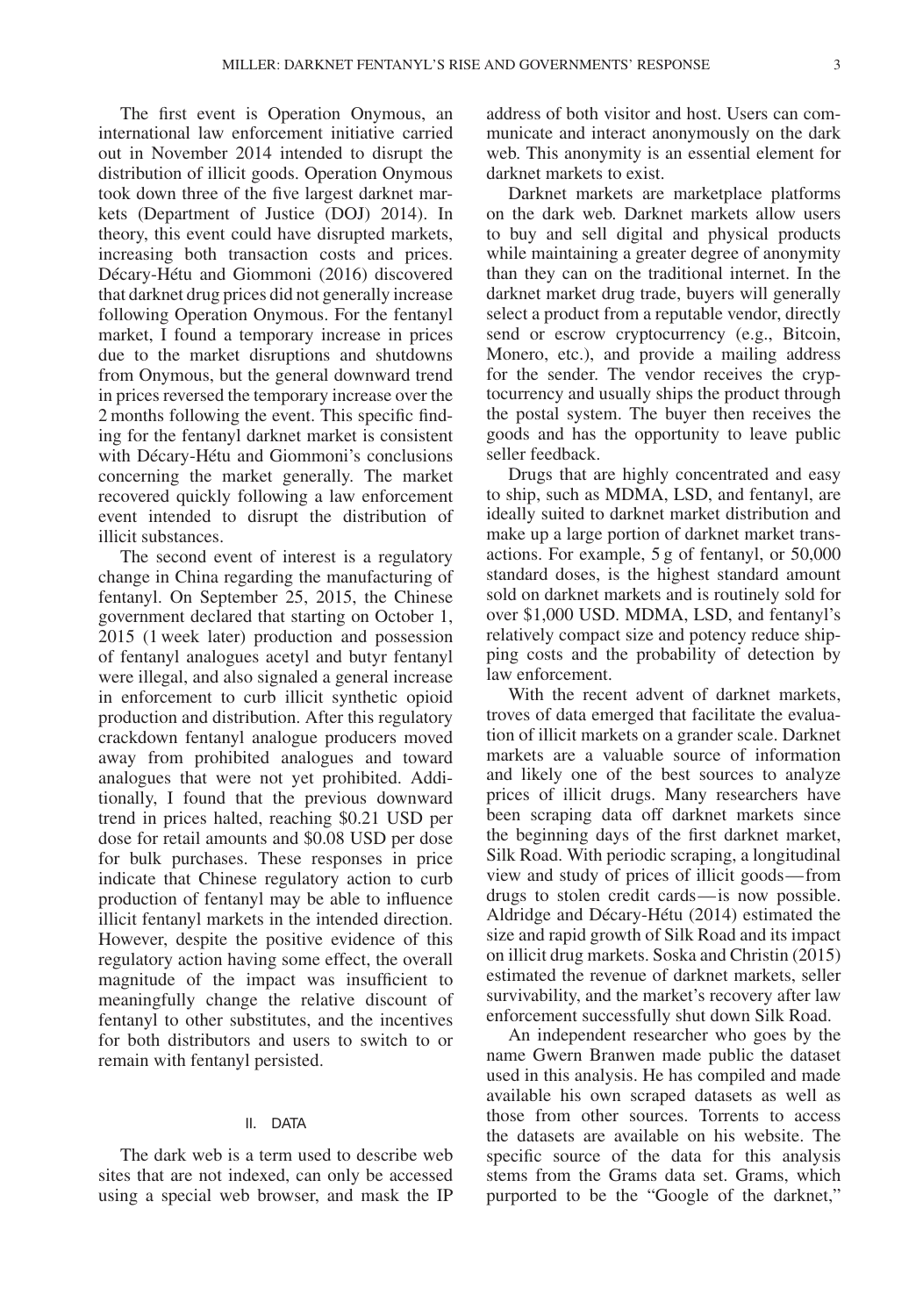The first event is Operation Onymous, an international law enforcement initiative carried out in November 2014 intended to disrupt the distribution of illicit goods. Operation Onymous took down three of the five largest darknet markets (Department of Justice (DOJ) 2014). In theory, this event could have disrupted markets, increasing both transaction costs and prices. Décary-Hétu and Giommoni (2016) discovered that darknet drug prices did not generally increase following Operation Onymous. For the fentanyl market, I found a temporary increase in prices due to the market disruptions and shutdowns from Onymous, but the general downward trend in prices reversed the temporary increase over the 2 months following the event. This specific finding for the fentanyl darknet market is consistent with Décary-Hétu and Giommoni's conclusions concerning the market generally. The market recovered quickly following a law enforcement event intended to disrupt the distribution of illicit substances.

The second event of interest is a regulatory change in China regarding the manufacturing of fentanyl. On September 25, 2015, the Chinese government declared that starting on October 1, 2015 (1 week later) production and possession of fentanyl analogues acetyl and butyr fentanyl were illegal, and also signaled a general increase in enforcement to curb illicit synthetic opioid production and distribution. After this regulatory crackdown fentanyl analogue producers moved away from prohibited analogues and toward analogues that were not yet prohibited. Additionally, I found that the previous downward trend in prices halted, reaching \$0.21 USD per dose for retail amounts and \$0.08 USD per dose for bulk purchases. These responses in price indicate that Chinese regulatory action to curb production of fentanyl may be able to influence illicit fentanyl markets in the intended direction. However, despite the positive evidence of this regulatory action having some effect, the overall magnitude of the impact was insufficient to meaningfully change the relative discount of fentanyl to other substitutes, and the incentives for both distributors and users to switch to or remain with fentanyl persisted.

## II. DATA

The dark web is a term used to describe web sites that are not indexed, can only be accessed using a special web browser, and mask the IP address of both visitor and host. Users can communicate and interact anonymously on the dark web. This anonymity is an essential element for darknet markets to exist.

Darknet markets are marketplace platforms on the dark web. Darknet markets allow users to buy and sell digital and physical products while maintaining a greater degree of anonymity than they can on the traditional internet. In the darknet market drug trade, buyers will generally select a product from a reputable vendor, directly send or escrow cryptocurrency (e.g., Bitcoin, Monero, etc.), and provide a mailing address for the sender. The vendor receives the cryptocurrency and usually ships the product through the postal system. The buyer then receives the goods and has the opportunity to leave public seller feedback.

Drugs that are highly concentrated and easy to ship, such as MDMA, LSD, and fentanyl, are ideally suited to darknet market distribution and make up a large portion of darknet market transactions. For example, 5 g of fentanyl, or 50,000 standard doses, is the highest standard amount sold on darknet markets and is routinely sold for over \$1,000 USD. MDMA, LSD, and fentanyl's relatively compact size and potency reduce shipping costs and the probability of detection by law enforcement.

With the recent advent of darknet markets, troves of data emerged that facilitate the evaluation of illicit markets on a grander scale. Darknet markets are a valuable source of information and likely one of the best sources to analyze prices of illicit drugs. Many researchers have been scraping data off darknet markets since the beginning days of the first darknet market, Silk Road. With periodic scraping, a longitudinal view and study of prices of illicit goods—from drugs to stolen credit cards—is now possible. Aldridge and Décary-Hétu (2014) estimated the size and rapid growth of Silk Road and its impact on illicit drug markets. Soska and Christin (2015) estimated the revenue of darknet markets, seller survivability, and the market's recovery after law enforcement successfully shut down Silk Road.

An independent researcher who goes by the name Gwern Branwen made public the dataset used in this analysis. He has compiled and made available his own scraped datasets as well as those from other sources. Torrents to access the datasets are available on his website. The specific source of the data for this analysis stems from the Grams data set. Grams, which purported to be the "Google of the darknet,"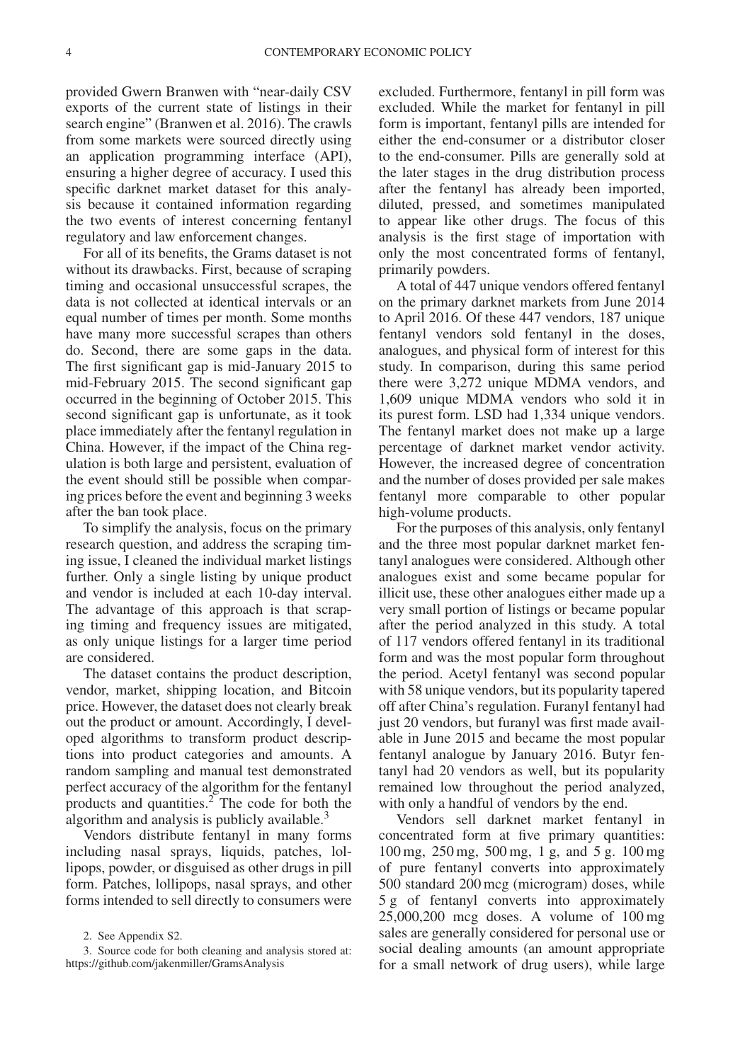provided Gwern Branwen with "near-daily CSV exports of the current state of listings in their search engine" (Branwen et al. 2016). The crawls from some markets were sourced directly using an application programming interface (API), ensuring a higher degree of accuracy. I used this specific darknet market dataset for this analysis because it contained information regarding the two events of interest concerning fentanyl regulatory and law enforcement changes.

For all of its benefits, the Grams dataset is not without its drawbacks. First, because of scraping timing and occasional unsuccessful scrapes, the data is not collected at identical intervals or an equal number of times per month. Some months have many more successful scrapes than others do. Second, there are some gaps in the data. The first significant gap is mid-January 2015 to mid-February 2015. The second significant gap occurred in the beginning of October 2015. This second significant gap is unfortunate, as it took place immediately after the fentanyl regulation in China. However, if the impact of the China regulation is both large and persistent, evaluation of the event should still be possible when comparing prices before the event and beginning 3 weeks after the ban took place.

To simplify the analysis, focus on the primary research question, and address the scraping timing issue, I cleaned the individual market listings further. Only a single listing by unique product and vendor is included at each 10-day interval. The advantage of this approach is that scraping timing and frequency issues are mitigated, as only unique listings for a larger time period are considered.

The dataset contains the product description, vendor, market, shipping location, and Bitcoin price. However, the dataset does not clearly break out the product or amount. Accordingly, I developed algorithms to transform product descriptions into product categories and amounts. A random sampling and manual test demonstrated perfect accuracy of the algorithm for the fentanyl products and quantities.[2] The code for both the algorithm and analysis is publicly available.[3]

Vendors distribute fentanyl in many forms including nasal sprays, liquids, patches, lollipops, powder, or disguised as other drugs in pill form. Patches, lollipops, nasal sprays, and other forms intended to sell directly to consumers were excluded. Furthermore, fentanyl in pill form was excluded. While the market for fentanyl in pill form is important, fentanyl pills are intended for either the end-consumer or a distributor closer to the end-consumer. Pills are generally sold at the later stages in the drug distribution process after the fentanyl has already been imported, diluted, pressed, and sometimes manipulated to appear like other drugs. The focus of this analysis is the first stage of importation with only the most concentrated forms of fentanyl, primarily powders.

A total of 447 unique vendors offered fentanyl on the primary darknet markets from June 2014 to April 2016. Of these 447 vendors, 187 unique fentanyl vendors sold fentanyl in the doses, analogues, and physical form of interest for this study. In comparison, during this same period there were 3,272 unique MDMA vendors, and 1,609 unique MDMA vendors who sold it in its purest form. LSD had 1,334 unique vendors. The fentanyl market does not make up a large percentage of darknet market vendor activity. However, the increased degree of concentration and the number of doses provided per sale makes fentanyl more comparable to other popular high-volume products.

For the purposes of this analysis, only fentanyl and the three most popular darknet market fentanyl analogues were considered. Although other analogues exist and some became popular for illicit use, these other analogues either made up a very small portion of listings or became popular after the period analyzed in this study. A total of 117 vendors offered fentanyl in its traditional form and was the most popular form throughout the period. Acetyl fentanyl was second popular with 58 unique vendors, but its popularity tapered off after China's regulation. Furanyl fentanyl had just 20 vendors, but furanyl was first made available in June 2015 and became the most popular fentanyl analogue by January 2016. Butyr fentanyl had 20 vendors as well, but its popularity remained low throughout the period analyzed, with only a handful of vendors by the end.

Vendors sell darknet market fentanyl in concentrated form at five primary quantities: 100 mg, 250 mg, 500 mg, 1 g, and 5 g. 100 mg of pure fentanyl converts into approximately 500 standard 200 mcg (microgram) doses, while 5 g of fentanyl converts into approximately 25,000,200 mcg doses. A volume of 100 mg sales are generally considered for personal use or social dealing amounts (an amount appropriate for a small network of drug users), while large

2. See Appendix S2.

3. Source code for both cleaning and analysis stored at: https://github.com/jakenmiller/GramsAnalysis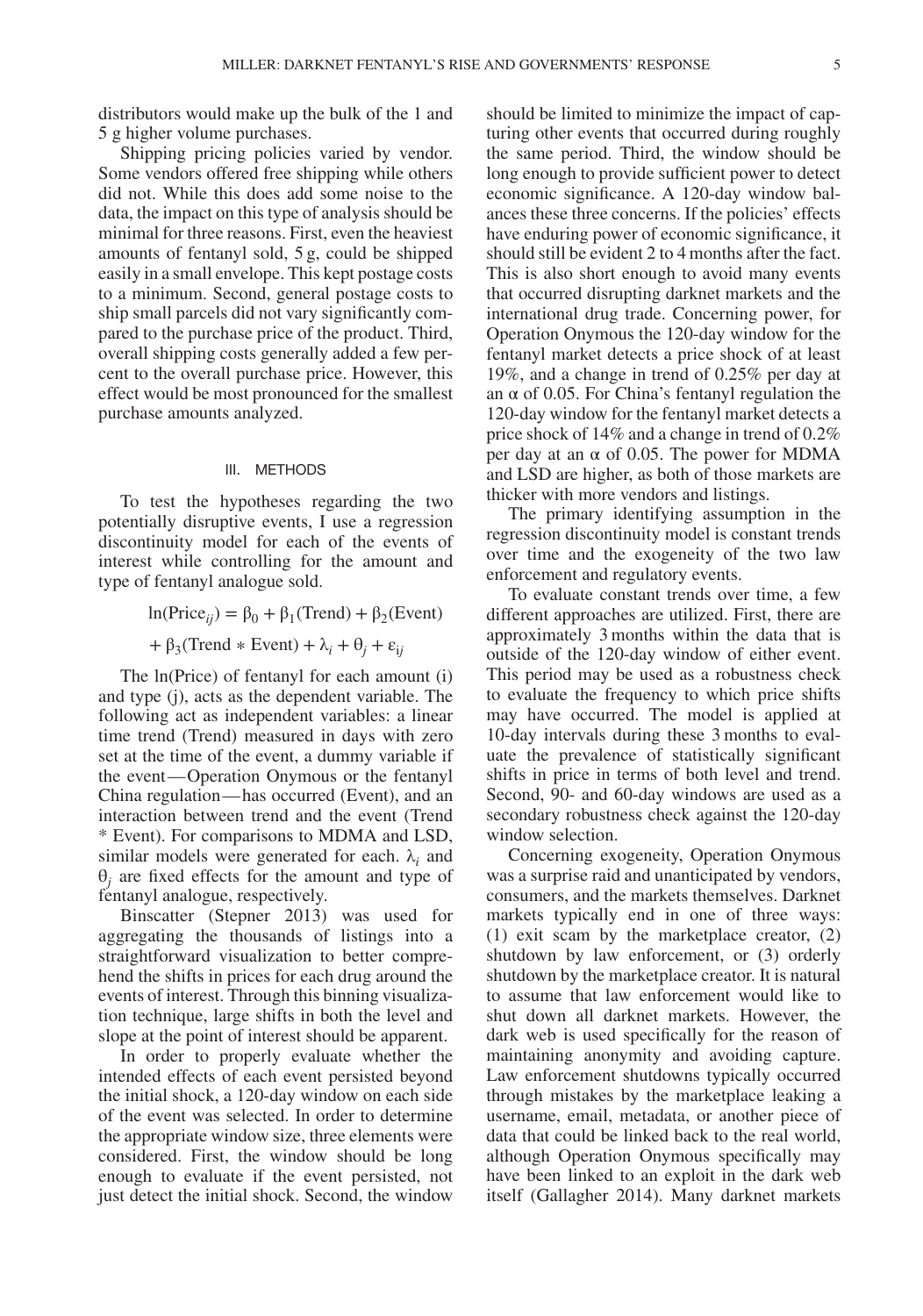distributors would make up the bulk of the 1 and 5 g higher volume purchases.

Shipping pricing policies varied by vendor. Some vendors offered free shipping while others did not. While this does add some noise to the data, the impact on this type of analysis should be minimal for three reasons. First, even the heaviest amounts of fentanyl sold, 5 g, could be shipped easily in a small envelope. This kept postage costs to a minimum. Second, general postage costs to ship small parcels did not vary significantly compared to the purchase price of the product. Third, overall shipping costs generally added a few percent to the overall purchase price. However, this effect would be most pronounced for the smallest purchase amounts analyzed.

## III. METHODS

To test the hypotheses regarding the two potentially disruptive events, I use a regression discontinuity model for each of the events of interest while controlling for the amount and type of fentanyl analogue sold.

$$\ln(\text{Price}_{ij}) = \beta_0 + \beta_1(\text{Trend}) + \beta_2(\text{Event}) + \beta_3(\text{Trend} * \text{Event}) + \lambda_i + \theta_j + \varepsilon_{ij}$$

The ln(Price) of fentanyl for each amount (i) and type (j), acts as the dependent variable. The following act as independent variables: a linear time trend (Trend) measured in days with zero set at the time of the event, a dummy variable if the event—Operation Onymous or the fentanyl China regulation—has occurred (Event), and an interaction between trend and the event (Trend * Event). For comparisons to MDMA and LSD, similar models were generated for each. $\lambda_i$ and $\theta_j$ are fixed effects for the amount and type of fentanyl analogue, respectively.

Binscatter (Stepner 2013) was used for aggregating the thousands of listings into a straightforward visualization to better comprehend the shifts in prices for each drug around the events of interest. Through this binning visualization technique, large shifts in both the level and slope at the point of interest should be apparent.

In order to properly evaluate whether the intended effects of each event persisted beyond the initial shock, a 120-day window on each side of the event was selected. In order to determine the appropriate window size, three elements were considered. First, the window should be long enough to evaluate if the event persisted, not just detect the initial shock. Second, the window should be limited to minimize the impact of capturing other events that occurred during roughly the same period. Third, the window should be long enough to provide sufficient power to detect economic significance. A 120-day window balances these three concerns. If the policies' effects have enduring power of economic significance, it should still be evident 2 to 4 months after the fact. This is also short enough to avoid many events that occurred disrupting darknet markets and the international drug trade. Concerning power, for Operation Onymous the 120-day window for the fentanyl market detects a price shock of at least 19%, and a change in trend of 0.25% per day at an $\alpha$ of 0.05. For China's fentanyl regulation the 120-day window for the fentanyl market detects a price shock of 14% and a change in trend of 0.2% per day at an $\alpha$ of 0.05. The power for MDMA and LSD are higher, as both of those markets are thicker with more vendors and listings.

The primary identifying assumption in the regression discontinuity model is constant trends over time and the exogeneity of the two law enforcement and regulatory events.

To evaluate constant trends over time, a few different approaches are utilized. First, there are approximately 3 months within the data that is outside of the 120-day window of either event. This period may be used as a robustness check to evaluate the frequency to which price shifts may have occurred. The model is applied at 10-day intervals during these 3 months to evaluate the prevalence of statistically significant shifts in price in terms of both level and trend. Second, 90- and 60-day windows are used as a secondary robustness check against the 120-day window selection.

Concerning exogeneity, Operation Onymous was a surprise raid and unanticipated by vendors, consumers, and the markets themselves. Darknet markets typically end in one of three ways: (1) exit scam by the marketplace creator, (2) shutdown by law enforcement, or (3) orderly shutdown by the marketplace creator. It is natural to assume that law enforcement would like to shut down all darknet markets. However, the dark web is used specifically for the reason of maintaining anonymity and avoiding capture. Law enforcement shutdowns typically occurred through mistakes by the marketplace leaking a username, email, metadata, or another piece of data that could be linked back to the real world, although Operation Onymous specifically may have been linked to an exploit in the dark web itself (Gallagher 2014). Many darknet markets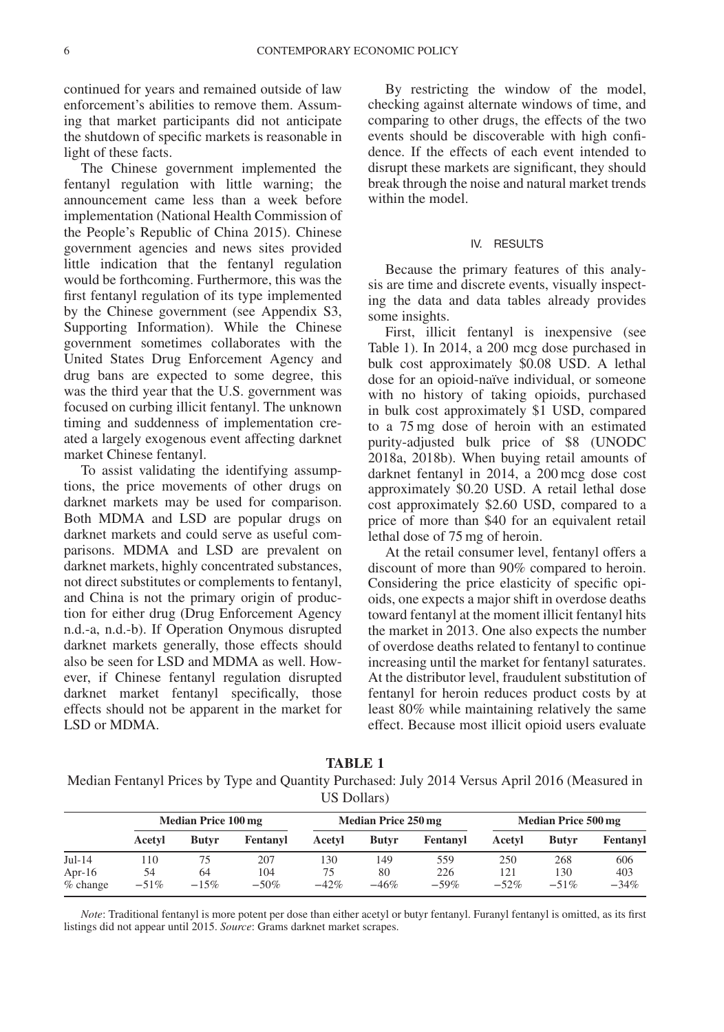continued for years and remained outside of law enforcement's abilities to remove them. Assuming that market participants did not anticipate the shutdown of specific markets is reasonable in light of these facts.

The Chinese government implemented the fentanyl regulation with little warning; the announcement came less than a week before implementation (National Health Commission of the People's Republic of China 2015). Chinese government agencies and news sites provided little indication that the fentanyl regulation would be forthcoming. Furthermore, this was the first fentanyl regulation of its type implemented by the Chinese government (see Appendix S3, Supporting Information). While the Chinese government sometimes collaborates with the United States Drug Enforcement Agency and drug bans are expected to some degree, this was the third year that the U.S. government was focused on curbing illicit fentanyl. The unknown timing and suddenness of implementation created a largely exogenous event affecting darknet market Chinese fentanyl.

To assist validating the identifying assumptions, the price movements of other drugs on darknet markets may be used for comparison. Both MDMA and LSD are popular drugs on darknet markets and could serve as useful comparisons. MDMA and LSD are prevalent on darknet markets, highly concentrated substances, not direct substitutes or complements to fentanyl, and China is not the primary origin of production for either drug (Drug Enforcement Agency n.d.-a, n.d.-b). If Operation Onymous disrupted darknet markets generally, those effects should also be seen for LSD and MDMA as well. However, if Chinese fentanyl regulation disrupted darknet market fentanyl specifically, those effects should not be apparent in the market for LSD or MDMA.

By restricting the window of the model, checking against alternate windows of time, and comparing to other drugs, the effects of the two events should be discoverable with high confidence. If the effects of each event intended to disrupt these markets are significant, they should break through the noise and natural market trends within the model.

## IV. RESULTS

Because the primary features of this analysis are time and discrete events, visually inspecting the data and data tables already provides some insights.

First, illicit fentanyl is inexpensive (see Table 1). In 2014, a 200 mcg dose purchased in bulk cost approximately $0.08 USD. A lethal dose for an opioid-naïve individual, or someone with no history of taking opioids, purchased in bulk cost approximately $1 USD, compared to a 75 mg dose of heroin with an estimated purity-adjusted bulk price of $8 (UNODC 2018a, 2018b). When buying retail amounts of darknet fentanyl in 2014, a 200 mcg dose cost approximately $0.20 USD. A retail lethal dose cost approximately $2.60 USD, compared to a price of more than $40 for an equivalent retail lethal dose of 75 mg of heroin.

At the retail consumer level, fentanyl offers a discount of more than 90% compared to heroin. Considering the price elasticity of specific opioids, one expects a major shift in overdose deaths toward fentanyl at the moment illicit fentanyl hits the market in 2013. One also expects the number of overdose deaths related to fentanyl to continue increasing until the market for fentanyl saturates. At the distributor level, fraudulent substitution of fentanyl for heroin reduces product costs by at least 80% while maintaining relatively the same effect. Because most illicit opioid users evaluate

**TABLE 1**

Median Fentanyl Prices by Type and Quantity Purchased: July 2014 Versus April 2016 (Measured in US Dollars)

| | Median Price 100 mg | | | Median Price 250 mg | | | Median Price 500 mg | | |
|---|---|---|---|---|---|---|---|---|---|
| | Acetyl | Butyr | Fentanyl | Acetyl | Butyr | Fentanyl | Acetyl | Butyr | Fentanyl |
| Jul-14 | 110 | 75 | 207 | 130 | 149 | 559 | 250 | 268 | 606 |
| Apr-16 | 54 | 64 | 104 | 75 | 80 | 226 | 121 | 130 | 403 |
| % change | −51% | −15% | −50% | −42% | −46% | −59% | −52% | −51% | −34% |

*Note*: Traditional fentanyl is more potent per dose than either acetyl or butyr fentanyl. Furanyl fentanyl is omitted, as its first listings did not appear until 2015. *Source*: Grams darknet market scrapes.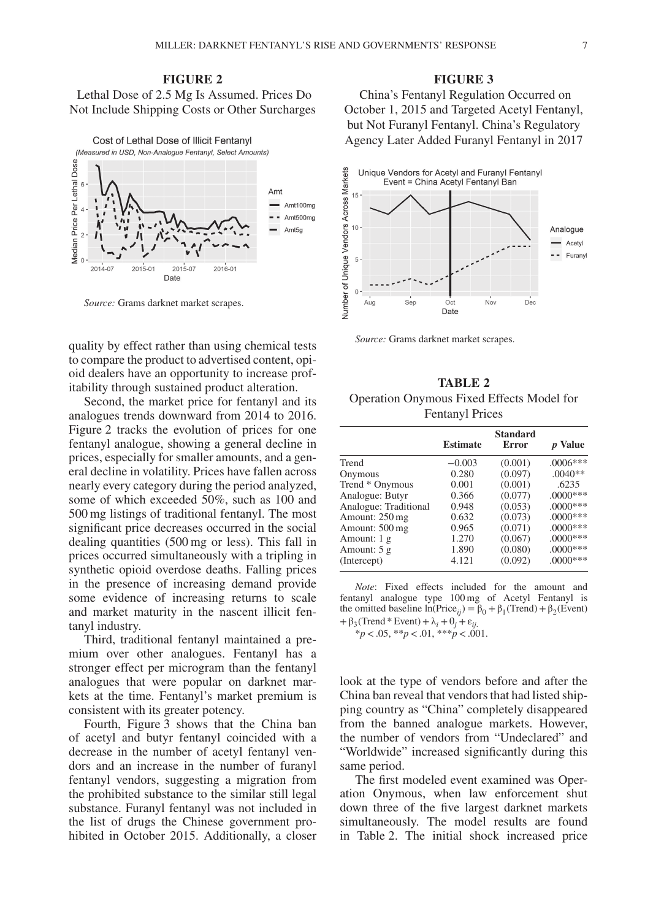**FIGURE 2**

Lethal Dose of 2.5 Mg Is Assumed. Prices Do Not Include Shipping Costs or Other Surcharges

*Source:* Grams darknet market scrapes.

**FIGURE 3**

China's Fentanyl Regulation Occurred on October 1, 2015 and Targeted Acetyl Fentanyl, but Not Furanyl Fentanyl. China's Regulatory Agency Later Added Furanyl Fentanyl in 2017

*Source:* Grams darknet market scrapes.

quality by effect rather than using chemical tests to compare the product to advertised content, opioid dealers have an opportunity to increase profitability through sustained product alteration.

Second, the market price for fentanyl and its analogues trends downward from 2014 to 2016. Figure 2 tracks the evolution of prices for one fentanyl analogue, showing a general decline in prices, especially for smaller amounts, and a general decline in volatility. Prices have fallen across nearly every category during the period analyzed, some of which exceeded 50%, such as 100 and 500 mg listings of traditional fentanyl. The most significant price decreases occurred in the social dealing quantities (500 mg or less). This fall in prices occurred simultaneously with a tripling in synthetic opioid overdose deaths. Falling prices in the presence of increasing demand provide some evidence of increasing returns to scale and market maturity in the nascent illicit fentanyl industry.

Third, traditional fentanyl maintained a premium over other analogues. Fentanyl has a stronger effect per microgram than the fentanyl analogues that were popular on darknet markets at the time. Fentanyl's market premium is consistent with its greater potency.

Fourth, Figure 3 shows that the China ban of acetyl and butyr fentanyl coincided with a decrease in the number of acetyl fentanyl vendors and an increase in the number of furanyl fentanyl vendors, suggesting a migration from the prohibited substance to the similar still legal substance. Furanyl fentanyl was not included in the list of drugs the Chinese government prohibited in October 2015. Additionally, a closer look at the type of vendors before and after the China ban reveal that vendors that had listed shipping country as "China" completely disappeared from the banned analogue markets. However, the number of vendors from "Undeclared" and "Worldwide" increased significantly during this same period.

**TABLE 2**

Operation Onymous Fixed Effects Model for Fentanyl Prices

| | Estimate | Standard Error | *p* Value |
|---|---|---|---|
| Trend | −0.003 | (0.001) | .0006*** |
| Onymous | 0.280 | (0.097) | .0040** |
| Trend * Onymous | 0.001 | (0.001) | .6235 |
| Analogue: Butyr | 0.366 | (0.077) | .0000*** |
| Analogue: Traditional | 0.948 | (0.053) | .0000*** |
| Amount: 250 mg | 0.632 | (0.073) | .0000*** |
| Amount: 500 mg | 0.965 | (0.071) | .0000*** |
| Amount: 1 g | 1.270 | (0.067) | .0000*** |
| Amount: 5 g | 1.890 | (0.080) | .0000*** |
| (Intercept) | 4.121 | (0.092) | .0000*** |

*Note*: Fixed effects included for the amount and fentanyl analogue type 100 mg of Acetyl Fentanyl is the omitted baseline $\ln(\text{Price}_{ij}) = \beta_0 + \beta_1(\text{Trend}) + \beta_2(\text{Event}) + \beta_3(\text{Trend} * \text{Event}) + \lambda_i + \theta_j + \varepsilon_{ij}$.

$*p < .05$, $**p < .01$, $***p < .001$.

The first modeled event examined was Operation Onymous, when law enforcement shut down three of the five largest darknet markets simultaneously. The model results are found in Table 2. The initial shock increased price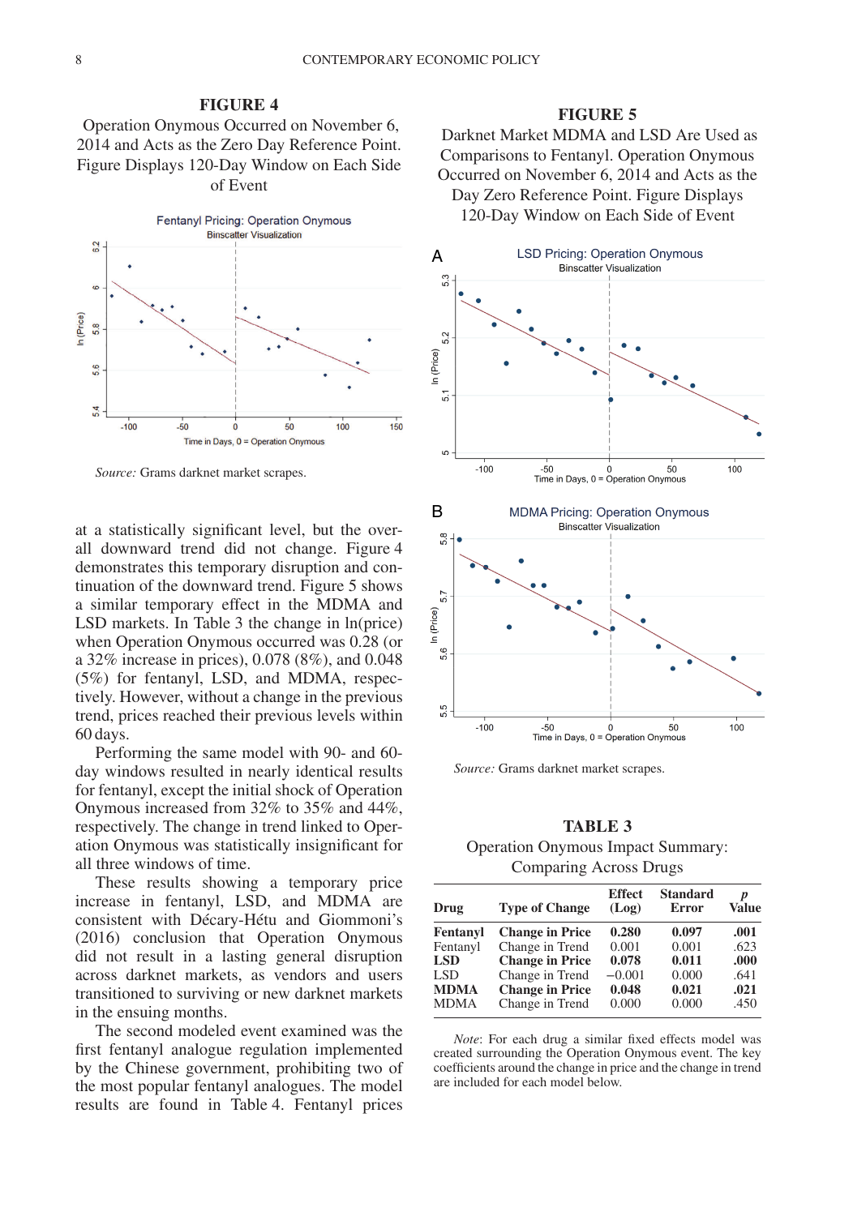**FIGURE 4**

Operation Onymous Occurred on November 6, 2014 and Acts as the Zero Day Reference Point. Figure Displays 120-Day Window on Each Side of Event

*Source:* Grams darknet market scrapes.

**FIGURE 5**

Darknet Market MDMA and LSD Are Used as Comparisons to Fentanyl. Operation Onymous Occurred on November 6, 2014 and Acts as the Day Zero Reference Point. Figure Displays 120-Day Window on Each Side of Event

*Source:* Grams darknet market scrapes.

at a statistically significant level, but the overall downward trend did not change. Figure 4 demonstrates this temporary disruption and continuation of the downward trend. Figure 5 shows a similar temporary effect in the MDMA and LSD markets. In Table 3 the change in ln(price) when Operation Onymous occurred was 0.28 (or a 32% increase in prices), 0.078 (8%), and 0.048 (5%) for fentanyl, LSD, and MDMA, respectively. However, without a change in the previous trend, prices reached their previous levels within 60 days.

Performing the same model with 90- and 60-day windows resulted in nearly identical results for fentanyl, except the initial shock of Operation Onymous increased from 32% to 35% and 44%, respectively. The change in trend linked to Operation Onymous was statistically insignificant for all three windows of time.

These results showing a temporary price increase in fentanyl, LSD, and MDMA are consistent with Décary-Hétu and Giommoni's (2016) conclusion that Operation Onymous did not result in a lasting general disruption across darknet markets, as vendors and users transitioned to surviving or new darknet markets in the ensuing months.

The second modeled event examined was the first fentanyl analogue regulation implemented by the Chinese government, prohibiting two of the most popular fentanyl analogues. The model results are found in Table 4. Fentanyl prices

**TABLE 3**

Operation Onymous Impact Summary: Comparing Across Drugs

| Drug | Type of Change | Effect (Log) | Standard Error | *p* Value |
|---|---|---|---|---|
| **Fentanyl** | **Change in Price** | **0.280** | **0.097** | **.001** |
| Fentanyl | Change in Trend | 0.001 | 0.001 | .623 |
| **LSD** | **Change in Price** | **0.078** | **0.011** | **.000** |
| LSD | Change in Trend | −0.001 | 0.000 | .641 |
| **MDMA** | **Change in Price** | **0.048** | **0.021** | **.021** |
| MDMA | Change in Trend | 0.000 | 0.000 | .450 |

*Note*: For each drug a similar fixed effects model was created surrounding the Operation Onymous event. The key coefficients around the change in price and the change in trend are included for each model below.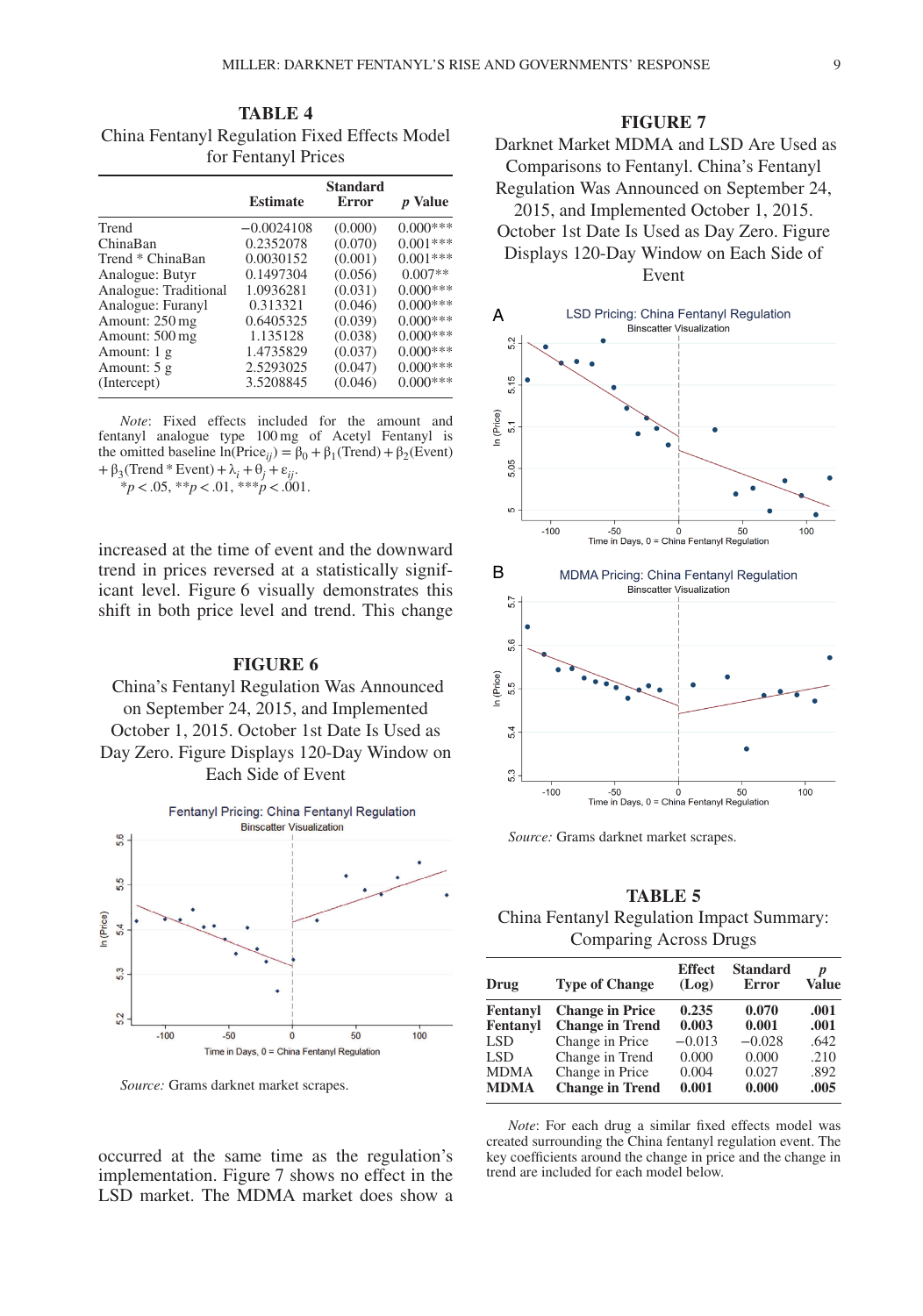**TABLE 4**
China Fentanyl Regulation Fixed Effects Model for Fentanyl Prices

| | Estimate | Standard Error | *p* Value |
|---|---|---|---|
| Trend | −0.0024108 | (0.000) | 0.000*** |
| ChinaBan | 0.2352078 | (0.070) | 0.001*** |
| Trend * ChinaBan | 0.0030152 | (0.001) | 0.001*** |
| Analogue: Butyr | 0.1497304 | (0.056) | 0.007** |
| Analogue: Traditional | 1.0936281 | (0.031) | 0.000*** |
| Analogue: Furanyl | 0.313321 | (0.046) | 0.000*** |
| Amount: 250 mg | 0.6405325 | (0.039) | 0.000*** |
| Amount: 500 mg | 1.135128 | (0.038) | 0.000*** |
| Amount: 1 g | 1.4735829 | (0.037) | 0.000*** |
| Amount: 5 g | 2.5293025 | (0.047) | 0.000*** |
| (Intercept) | 3.5208845 | (0.046) | 0.000*** |

*Note*: Fixed effects included for the amount and fentanyl analogue type 100 mg of Acetyl Fentanyl is the omitted baseline $\ln(\text{Price}_{ij}) = \beta_0 + \beta_1(\text{Trend}) + \beta_2(\text{Event}) + \beta_3(\text{Trend} * \text{Event}) + \lambda_i + \theta_j + \varepsilon_{ij}$.
$*p < .05$, $**p < .01$, $***p < .001$.

increased at the time of event and the downward trend in prices reversed at a statistically significant level. Figure 6 visually demonstrates this shift in both price level and trend. This change

**FIGURE 6**
China's Fentanyl Regulation Was Announced on September 24, 2015, and Implemented October 1, 2015. October 1st Date Is Used as Day Zero. Figure Displays 120-Day Window on Each Side of Event

*Source:* Grams darknet market scrapes.

occurred at the same time as the regulation's implementation. Figure 7 shows no effect in the LSD market. The MDMA market does show a

**FIGURE 7**
Darknet Market MDMA and LSD Are Used as Comparisons to Fentanyl. China's Fentanyl Regulation Was Announced on September 24, 2015, and Implemented October 1, 2015. October 1st Date Is Used as Day Zero. Figure Displays 120-Day Window on Each Side of Event

*Source:* Grams darknet market scrapes.

**TABLE 5**
China Fentanyl Regulation Impact Summary: Comparing Across Drugs

| Drug | Type of Change | Effect (Log) | Standard Error | *p* Value |
|---|---|---|---|---|
| **Fentanyl** | **Change in Price** | **0.235** | **0.070** | **.001** |
| **Fentanyl** | **Change in Trend** | **0.003** | **0.001** | **.001** |
| LSD | Change in Price | −0.013 | −0.028 | .642 |
| LSD | Change in Trend | 0.000 | 0.000 | .210 |
| MDMA | Change in Price | 0.004 | 0.027 | .892 |
| **MDMA** | **Change in Trend** | **0.001** | **0.000** | **.005** |

*Note*: For each drug a similar fixed effects model was created surrounding the China fentanyl regulation event. The key coefficients around the change in price and the change in trend are included for each model below.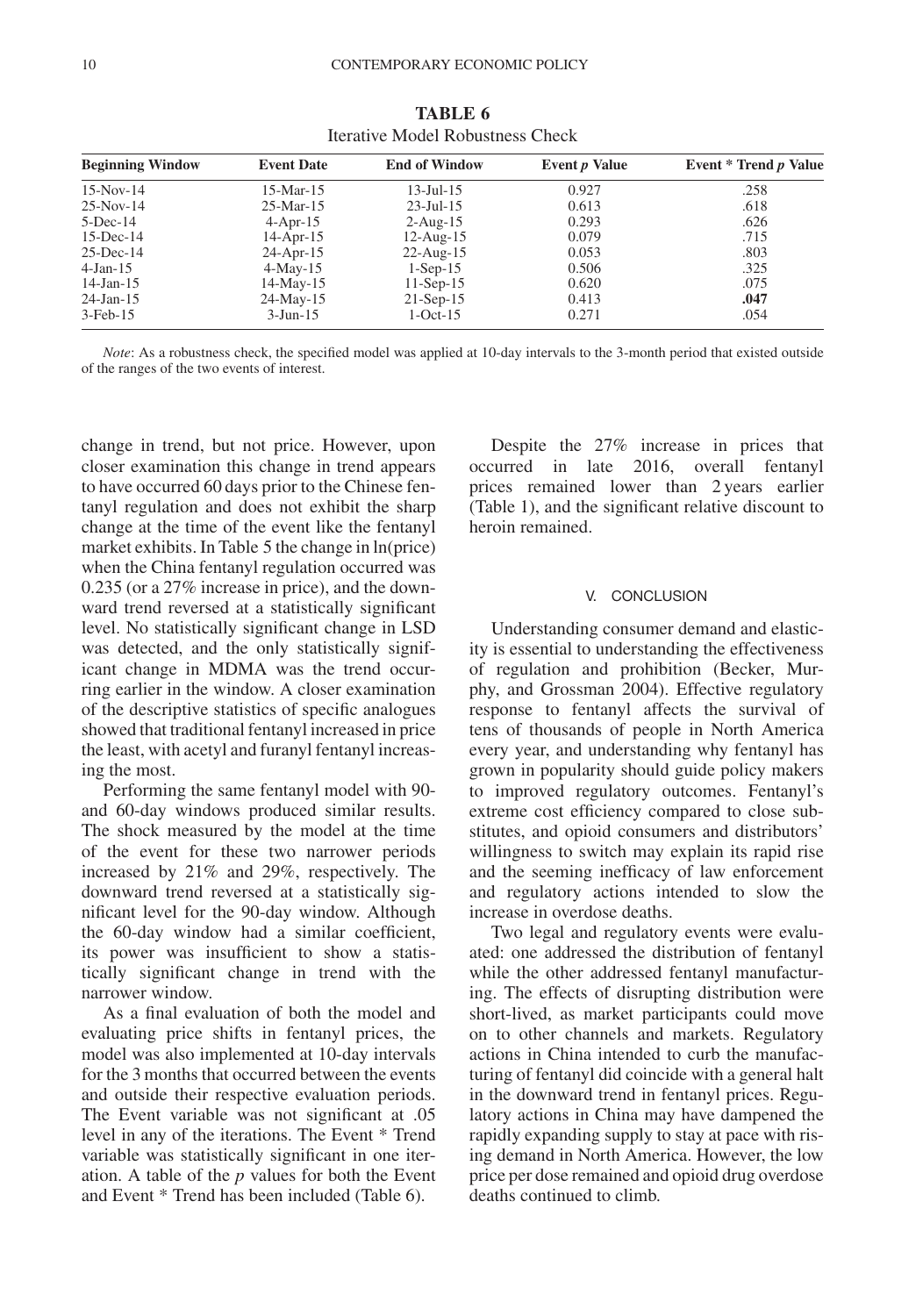**TABLE 6**
Iterative Model Robustness Check

| Beginning Window | Event Date | End of Window | Event $p$ Value | Event * Trend $p$ Value |
|---|---|---|---|---|
| 15-Nov-14 | 15-Mar-15 | 13-Jul-15 | 0.927 | .258 |
| 25-Nov-14 | 25-Mar-15 | 23-Jul-15 | 0.613 | .618 |
| 5-Dec-14 | 4-Apr-15 | 2-Aug-15 | 0.293 | .626 |
| 15-Dec-14 | 14-Apr-15 | 12-Aug-15 | 0.079 | .715 |
| 25-Dec-14 | 24-Apr-15 | 22-Aug-15 | 0.053 | .803 |
| 4-Jan-15 | 4-May-15 | 1-Sep-15 | 0.506 | .325 |
| 14-Jan-15 | 14-May-15 | 11-Sep-15 | 0.620 | .075 |
| 24-Jan-15 | 24-May-15 | 21-Sep-15 | 0.413 | **.047** |
| 3-Feb-15 | 3-Jun-15 | 1-Oct-15 | 0.271 | .054 |

*Note*: As a robustness check, the specified model was applied at 10-day intervals to the 3-month period that existed outside of the ranges of the two events of interest.

change in trend, but not price. However, upon closer examination this change in trend appears to have occurred 60 days prior to the Chinese fentanyl regulation and does not exhibit the sharp change at the time of the event like the fentanyl market exhibits. In Table 5 the change in ln(price) when the China fentanyl regulation occurred was 0.235 (or a 27% increase in price), and the downward trend reversed at a statistically significant level. No statistically significant change in LSD was detected, and the only statistically significant change in MDMA was the trend occurring earlier in the window. A closer examination of the descriptive statistics of specific analogues showed that traditional fentanyl increased in price the least, with acetyl and furanyl fentanyl increasing the most.

Performing the same fentanyl model with 90- and 60-day windows produced similar results. The shock measured by the model at the time of the event for these two narrower periods increased by 21% and 29%, respectively. The downward trend reversed at a statistically significant level for the 90-day window. Although the 60-day window had a similar coefficient, its power was insufficient to show a statistically significant change in trend with the narrower window.

As a final evaluation of both the model and evaluating price shifts in fentanyl prices, the model was also implemented at 10-day intervals for the 3 months that occurred between the events and outside their respective evaluation periods. The Event variable was not significant at .05 level in any of the iterations. The Event * Trend variable was statistically significant in one iteration. A table of the $p$ values for both the Event and Event * Trend has been included (Table 6).

Despite the 27% increase in prices that occurred in late 2016, overall fentanyl prices remained lower than 2 years earlier (Table 1), and the significant relative discount to heroin remained.

## V. CONCLUSION

Understanding consumer demand and elasticity is essential to understanding the effectiveness of regulation and prohibition (Becker, Murphy, and Grossman 2004). Effective regulatory response to fentanyl affects the survival of tens of thousands of people in North America every year, and understanding why fentanyl has grown in popularity should guide policy makers to improved regulatory outcomes. Fentanyl's extreme cost efficiency compared to close substitutes, and opioid consumers and distributors' willingness to switch may explain its rapid rise and the seeming inefficacy of law enforcement and regulatory actions intended to slow the increase in overdose deaths.

Two legal and regulatory events were evaluated: one addressed the distribution of fentanyl while the other addressed fentanyl manufacturing. The effects of disrupting distribution were short-lived, as market participants could move on to other channels and markets. Regulatory actions in China intended to curb the manufacturing of fentanyl did coincide with a general halt in the downward trend in fentanyl prices. Regulatory actions in China may have dampened the rapidly expanding supply to stay at pace with rising demand in North America. However, the low price per dose remained and opioid drug overdose deaths continued to climb.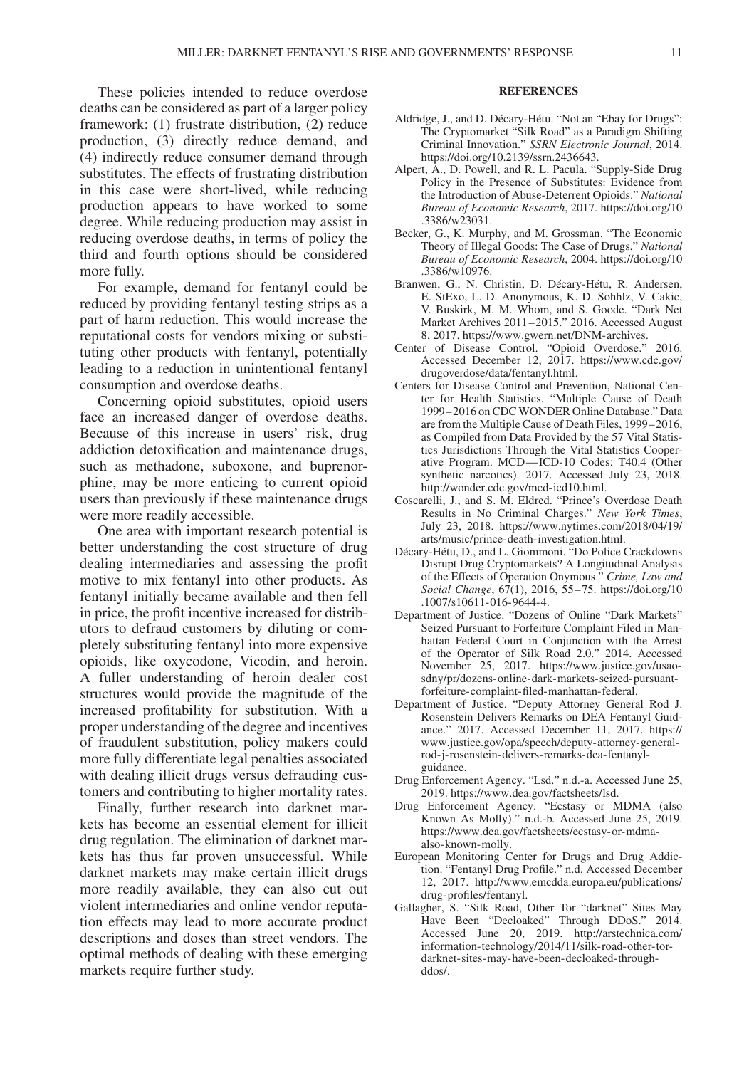These policies intended to reduce overdose deaths can be considered as part of a larger policy framework: (1) frustrate distribution, (2) reduce production, (3) directly reduce demand, and (4) indirectly reduce consumer demand through substitutes. The effects of frustrating distribution in this case were short-lived, while reducing production appears to have worked to some degree. While reducing production may assist in reducing overdose deaths, in terms of policy the third and fourth options should be considered more fully.

For example, demand for fentanyl could be reduced by providing fentanyl testing strips as a part of harm reduction. This would increase the reputational costs for vendors mixing or substituting other products with fentanyl, potentially leading to a reduction in unintentional fentanyl consumption and overdose deaths.

Concerning opioid substitutes, opioid users face an increased danger of overdose deaths. Because of this increase in users' risk, drug addiction detoxification and maintenance drugs, such as methadone, suboxone, and buprenorphine, may be more enticing to current opioid users than previously if these maintenance drugs were more readily accessible.

One area with important research potential is better understanding the cost structure of drug dealing intermediaries and assessing the profit motive to mix fentanyl into other products. As fentanyl initially became available and then fell in price, the profit incentive increased for distributors to defraud customers by diluting or completely substituting fentanyl into more expensive opioids, like oxycodone, Vicodin, and heroin. A fuller understanding of heroin dealer cost structures would provide the magnitude of the increased profitability for substitution. With a proper understanding of the degree and incentives of fraudulent substitution, policy makers could more fully differentiate legal penalties associated with dealing illicit drugs versus defrauding customers and contributing to higher mortality rates.

Finally, further research into darknet markets has become an essential element for illicit drug regulation. The elimination of darknet markets has thus far proven unsuccessful. While darknet markets may make certain illicit drugs more readily available, they can also cut out violent intermediaries and online vendor reputation effects may lead to more accurate product descriptions and doses than street vendors. The optimal methods of dealing with these emerging markets require further study.

## REFERENCES

Aldridge, J., and D. Décary-Hétu. "Not an "Ebay for Drugs": The Cryptomarket "Silk Road" as a Paradigm Shifting Criminal Innovation." *SSRN Electronic Journal*, 2014. https://doi.org/10.2139/ssrn.2436643.

Alpert, A., D. Powell, and R. L. Pacula. "Supply-Side Drug Policy in the Presence of Substitutes: Evidence from the Introduction of Abuse-Deterrent Opioids." *National Bureau of Economic Research*, 2017. https://doi.org/10.3386/w23031.

Becker, G., K. Murphy, and M. Grossman. "The Economic Theory of Illegal Goods: The Case of Drugs." *National Bureau of Economic Research*, 2004. https://doi.org/10.3386/w10976.

Branwen, G., N. Christin, D. Décary-Hétu, R. Andersen, E. StExo, L. D. Anonymous, K. D. Sohhlz, V. Cakic, V. Buskirk, M. M. Whom, and S. Goode. "Dark Net Market Archives 2011–2015." 2016. Accessed August 8, 2017. https://www.gwern.net/DNM-archives.

Center of Disease Control. "Opioid Overdose." 2016. Accessed December 12, 2017. https://www.cdc.gov/drugoverdose/data/fentanyl.html.

Centers for Disease Control and Prevention, National Center for Health Statistics. "Multiple Cause of Death 1999–2016 on CDC WONDER Online Database." Data are from the Multiple Cause of Death Files, 1999–2016, as Compiled from Data Provided by the 57 Vital Statistics Jurisdictions Through the Vital Statistics Cooperative Program. MCD—ICD-10 Codes: T40.4 (Other synthetic narcotics). 2017. Accessed July 23, 2018. http://wonder.cdc.gov/mcd-icd10.html.

Coscarelli, J., and S. M. Eldred. "Prince's Overdose Death Results in No Criminal Charges." *New York Times*, July 23, 2018. https://www.nytimes.com/2018/04/19/arts/music/prince-death-investigation.html.

Décary-Hétu, D., and L. Giommoni. "Do Police Crackdowns Disrupt Drug Cryptomarkets? A Longitudinal Analysis of the Effects of Operation Onymous." *Crime, Law and Social Change*, 67(1), 2016, 55–75. https://doi.org/10.1007/s10611-016-9644-4.

Department of Justice. "Dozens of Online "Dark Markets" Seized Pursuant to Forfeiture Complaint Filed in Manhattan Federal Court in Conjunction with the Arrest of the Operator of Silk Road 2.0." 2014. Accessed November 25, 2017. https://www.justice.gov/usao-sdny/pr/dozens-online-dark-markets-seized-pursuant-forfeiture-complaint-filed-manhattan-federal.

Department of Justice. "Deputy Attorney General Rod J. Rosenstein Delivers Remarks on DEA Fentanyl Guidance." 2017. Accessed December 11, 2017. https://www.justice.gov/opa/speech/deputy-attorney-general-rod-j-rosenstein-delivers-remarks-dea-fentanyl-guidance.

Drug Enforcement Agency. "Lsd." n.d.-a. Accessed June 25, 2019. https://www.dea.gov/factsheets/lsd.

Drug Enforcement Agency. "Ecstasy or MDMA (also Known As Molly)." n.d.-b. Accessed June 25, 2019. https://www.dea.gov/factsheets/ecstasy-or-mdma-also-known-molly.

European Monitoring Center for Drugs and Drug Addiction. "Fentanyl Drug Profile." n.d. Accessed December 12, 2017. http://www.emcdda.europa.eu/publications/drug-profiles/fentanyl.

Gallagher, S. "Silk Road, Other Tor "darknet" Sites May Have Been "Decloaked" Through DDoS." 2014. Accessed June 20, 2019. http://arstechnica.com/information-technology/2014/11/silk-road-other-tor-darknet-sites-may-have-been-decloaked-through-ddos/.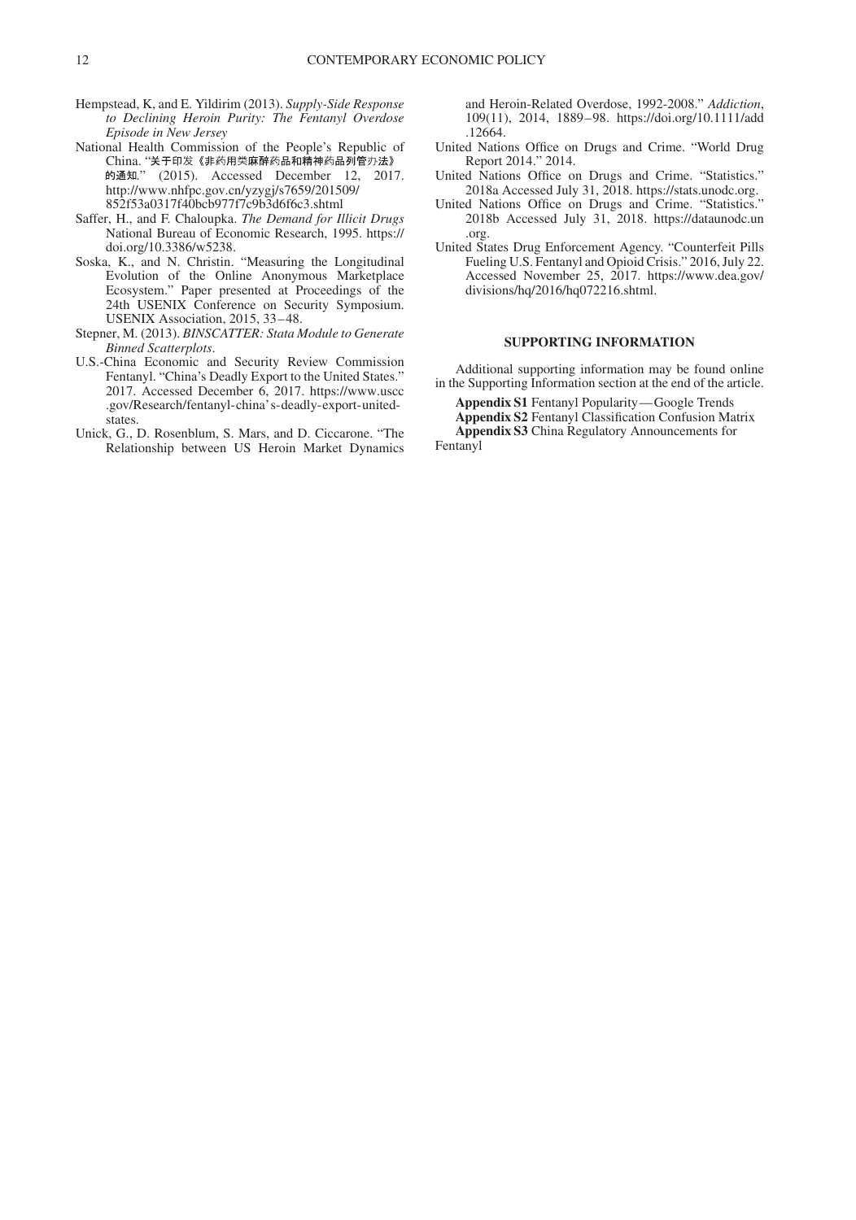Hempstead, K, and E. Yildirim (2013). *Supply-Side Response to Declining Heroin Purity: The Fentanyl Overdose Episode in New Jersey*

National Health Commission of the People's Republic of China. "关于印发《非药用类麻醉药品和精神药品列管办法》的通知." (2015). Accessed December 12, 2017. http://www.nhfpc.gov.cn/yzygj/s7659/201509/852f53a0317f40bcb977f7c9b3d6f6c3.shtml

Saffer, H., and F. Chaloupka. *The Demand for Illicit Drugs* National Bureau of Economic Research, 1995. https://doi.org/10.3386/w5238.

Soska, K., and N. Christin. "Measuring the Longitudinal Evolution of the Online Anonymous Marketplace Ecosystem." Paper presented at Proceedings of the 24th USENIX Conference on Security Symposium. USENIX Association, 2015, 33–48.

Stepner, M. (2013). *BINSCATTER: Stata Module to Generate Binned Scatterplots*.

U.S.-China Economic and Security Review Commission Fentanyl. "China's Deadly Export to the United States." 2017. Accessed December 6, 2017. https://www.uscc.gov/Research/fentanyl-china's-deadly-export-united-states.

Unick, G., D. Rosenblum, S. Mars, and D. Ciccarone. "The Relationship between US Heroin Market Dynamics and Heroin-Related Overdose, 1992-2008." *Addiction*, 109(11), 2014, 1889–98. https://doi.org/10.1111/add.12664.

United Nations Office on Drugs and Crime. "World Drug Report 2014." 2014.

United Nations Office on Drugs and Crime. "Statistics." 2018a Accessed July 31, 2018. https://stats.unodc.org.

United Nations Office on Drugs and Crime. "Statistics." 2018b Accessed July 31, 2018. https://dataunodc.un.org.

United States Drug Enforcement Agency. "Counterfeit Pills Fueling U.S. Fentanyl and Opioid Crisis." 2016, July 22. Accessed November 25, 2017. https://www.dea.gov/divisions/hq/2016/hq072216.shtml.

## SUPPORTING INFORMATION

Additional supporting information may be found online in the Supporting Information section at the end of the article.

**Appendix S1** Fentanyl Popularity—Google Trends

**Appendix S2** Fentanyl Classification Confusion Matrix

**Appendix S3** China Regulatory Announcements for Fentanyl